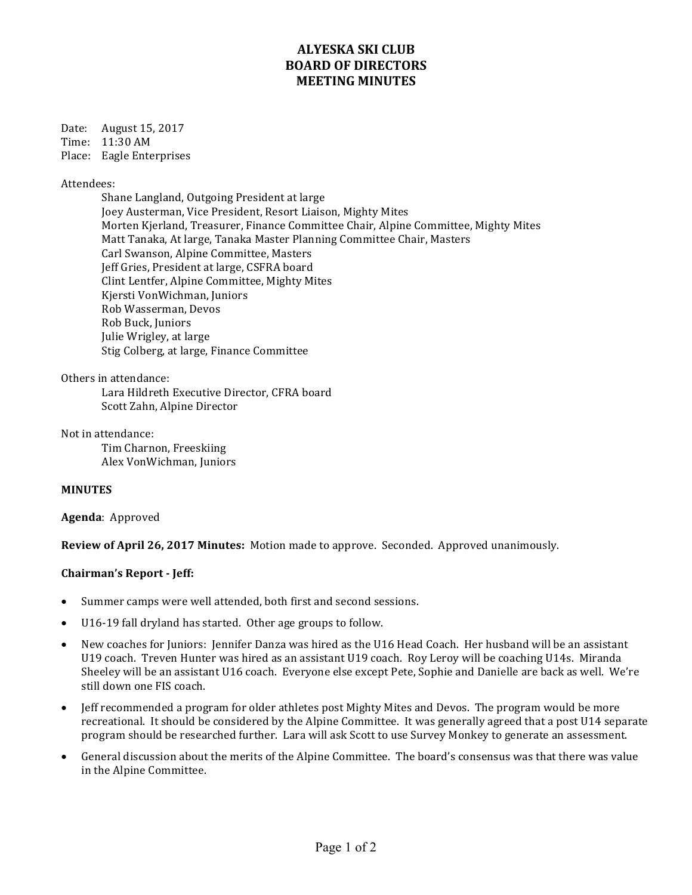# ALYESKA SKI CLUB
# BOARD OF DIRECTORS
# MEETING MINUTES

Date: August 15, 2017
Time: 11:30 AM
Place: Eagle Enterprises

Attendees:

Shane Langland, Outgoing President at large
Joey Austerman, Vice President, Resort Liaison, Mighty Mites
Morten Kjerland, Treasurer, Finance Committee Chair, Alpine Committee, Mighty Mites
Matt Tanaka, At large, Tanaka Master Planning Committee Chair, Masters
Carl Swanson, Alpine Committee, Masters
Jeff Gries, President at large, CSFRA board
Clint Lentfer, Alpine Committee, Mighty Mites
Kjersti VonWichman, Juniors
Rob Wasserman, Devos
Rob Buck, Juniors
Julie Wrigley, at large
Stig Colberg, at large, Finance Committee

Others in attendance:

Lara Hildreth Executive Director, CFRA board
Scott Zahn, Alpine Director

Not in attendance:

Tim Charnon, Freeskiing
Alex VonWichman, Juniors

**MINUTES**

**Agenda**: Approved

**Review of April 26, 2017 Minutes:** Motion made to approve. Seconded. Approved unanimously.

**Chairman's Report - Jeff:**

- Summer camps were well attended, both first and second sessions.
- U16-19 fall dryland has started. Other age groups to follow.
- New coaches for Juniors: Jennifer Danza was hired as the U16 Head Coach. Her husband will be an assistant U19 coach. Treven Hunter was hired as an assistant U19 coach. Roy Leroy will be coaching U14s. Miranda Sheeley will be an assistant U16 coach. Everyone else except Pete, Sophie and Danielle are back as well. We're still down one FIS coach.
- Jeff recommended a program for older athletes post Mighty Mites and Devos. The program would be more recreational. It should be considered by the Alpine Committee. It was generally agreed that a post U14 separate program should be researched further. Lara will ask Scott to use Survey Monkey to generate an assessment.
- General discussion about the merits of the Alpine Committee. The board's consensus was that there was value in the Alpine Committee.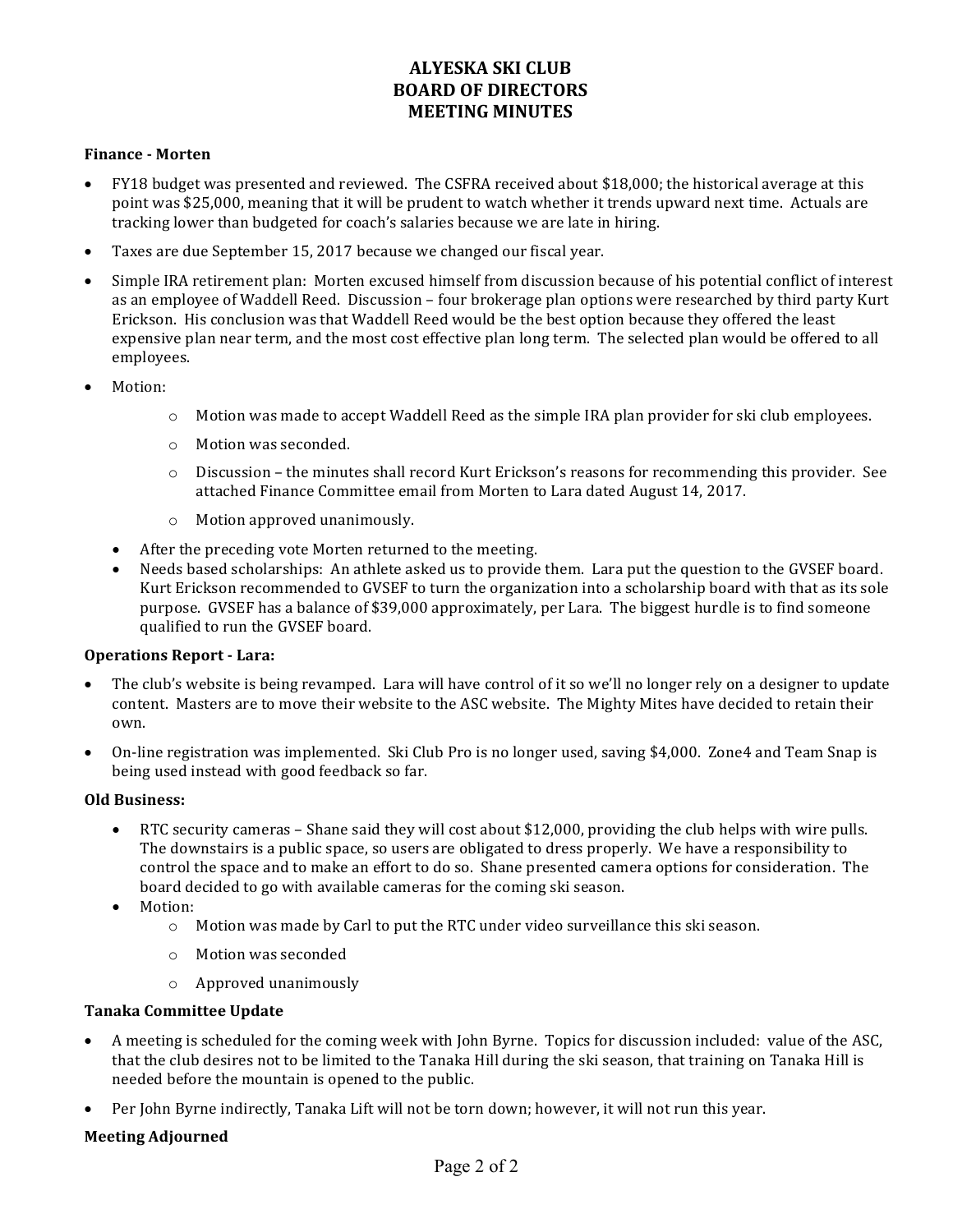# ALYESKA SKI CLUB
# BOARD OF DIRECTORS
# MEETING MINUTES

**Finance - Morten**

- FY18 budget was presented and reviewed. The CSFRA received about $18,000; the historical average at this point was $25,000, meaning that it will be prudent to watch whether it trends upward next time. Actuals are tracking lower than budgeted for coach's salaries because we are late in hiring.
- Taxes are due September 15, 2017 because we changed our fiscal year.
- Simple IRA retirement plan: Morten excused himself from discussion because of his potential conflict of interest as an employee of Waddell Reed. Discussion – four brokerage plan options were researched by third party Kurt Erickson. His conclusion was that Waddell Reed would be the best option because they offered the least expensive plan near term, and the most cost effective plan long term. The selected plan would be offered to all employees.
- Motion:
    - Motion was made to accept Waddell Reed as the simple IRA plan provider for ski club employees.
    - Motion was seconded.
    - Discussion – the minutes shall record Kurt Erickson's reasons for recommending this provider. See attached Finance Committee email from Morten to Lara dated August 14, 2017.
    - Motion approved unanimously.
  - After the preceding vote Morten returned to the meeting.
  - Needs based scholarships: An athlete asked us to provide them. Lara put the question to the GVSEF board. Kurt Erickson recommended to GVSEF to turn the organization into a scholarship board with that as its sole purpose. GVSEF has a balance of $39,000 approximately, per Lara. The biggest hurdle is to find someone qualified to run the GVSEF board.

**Operations Report - Lara:**

- The club's website is being revamped. Lara will have control of it so we'll no longer rely on a designer to update content. Masters are to move their website to the ASC website. The Mighty Mites have decided to retain their own.
- On-line registration was implemented. Ski Club Pro is no longer used, saving $4,000. Zone4 and Team Snap is being used instead with good feedback so far.

**Old Business:**

- RTC security cameras – Shane said they will cost about $12,000, providing the club helps with wire pulls. The downstairs is a public space, so users are obligated to dress properly. We have a responsibility to control the space and to make an effort to do so. Shane presented camera options for consideration. The board decided to go with available cameras for the coming ski season.
- Motion:
    - Motion was made by Carl to put the RTC under video surveillance this ski season.
    - Motion was seconded
    - Approved unanimously

**Tanaka Committee Update**

- A meeting is scheduled for the coming week with John Byrne. Topics for discussion included: value of the ASC, that the club desires not to be limited to the Tanaka Hill during the ski season, that training on Tanaka Hill is needed before the mountain is opened to the public.
- Per John Byrne indirectly, Tanaka Lift will not be torn down; however, it will not run this year.

**Meeting Adjourned**